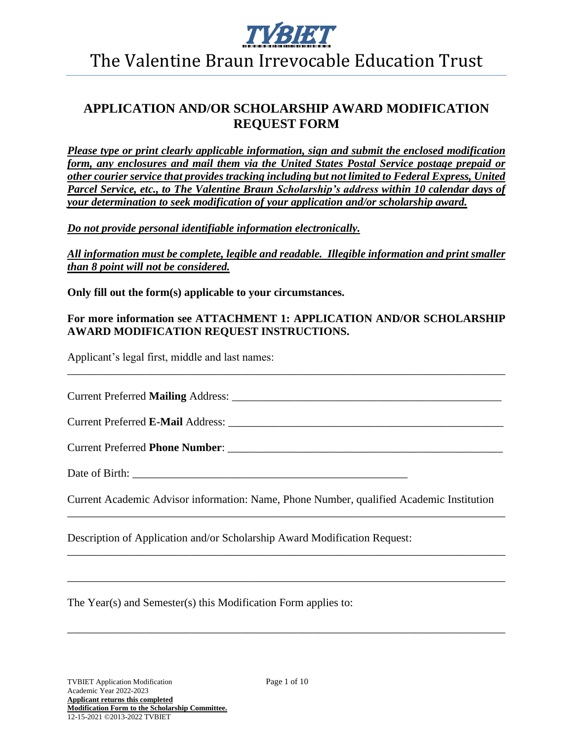# TVBIET

# The Valentine Braun Irrevocable Education Trust

## APPLICATION AND/OR SCHOLARSHIP AWARD MODIFICATION REQUEST FORM

***Please type or print clearly applicable information, sign and submit the enclosed modification form, any enclosures and mail them via the United States Postal Service postage prepaid or other courier service that provides tracking including but not limited to Federal Express, United Parcel Service, etc., to The Valentine Braun Scholarship's address within 10 calendar days of your determination to seek modification of your application and/or scholarship award.***

***Do not provide personal identifiable information electronically.***

***All information must be complete, legible and readable. Illegible information and print smaller than 8 point will not be considered.***

**Only fill out the form(s) applicable to your circumstances.**

**For more information see ATTACHMENT 1: APPLICATION AND/OR SCHOLARSHIP AWARD MODIFICATION REQUEST INSTRUCTIONS.**

Applicant's legal first, middle and last names:

_______________________________________________________________________________

Current Preferred **Mailing** Address: _____________________________________________

Current Preferred **E-Mail** Address: ______________________________________________

Current Preferred **Phone Number**: ______________________________________________

Date of Birth: _________________________________________________

Current Academic Advisor information: Name, Phone Number, qualified Academic Institution

_______________________________________________________________________________

Description of Application and/or Scholarship Award Modification Request:

_______________________________________________________________________________

_______________________________________________________________________________

The Year(s) and Semester(s) this Modification Form applies to:

_______________________________________________________________________________

TVBIET Application Modification
Academic Year 2022-2023
**Applicant returns this completed Modification Form to the Scholarship Committee.**
12-15-2021 ©2013-2022 TVBIET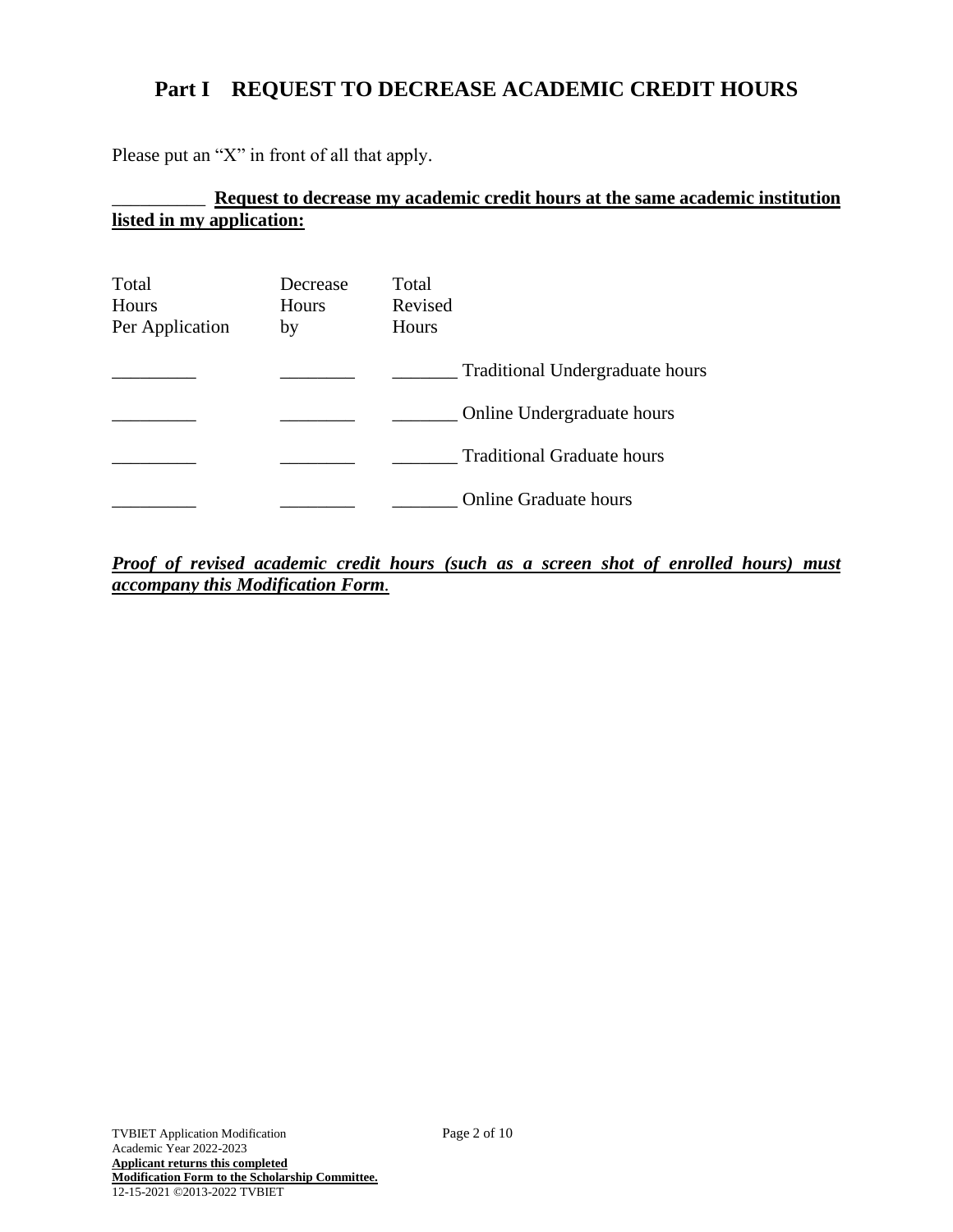# Part I REQUEST TO DECREASE ACADEMIC CREDIT HOURS

Please put an "X" in front of all that apply.

__________ **Request to decrease my academic credit hours at the same academic institution listed in my application:**

| Total Hours Per Application | Decrease Hours by | Total Revised Hours | |
|---|---|---|---|
| _________ | ________ | _______ | Traditional Undergraduate hours |
| _________ | ________ | _______ | Online Undergraduate hours |
| _________ | ________ | _______ | Traditional Graduate hours |
| _________ | ________ | _______ | Online Graduate hours |

***Proof of revised academic credit hours (such as a screen shot of enrolled hours) must accompany this Modification Form.***

TVBIET Application Modification
Academic Year 2022-2023
**Applicant returns this completed Modification Form to the Scholarship Committee.**
12-15-2021 ©2013-2022 TVBIET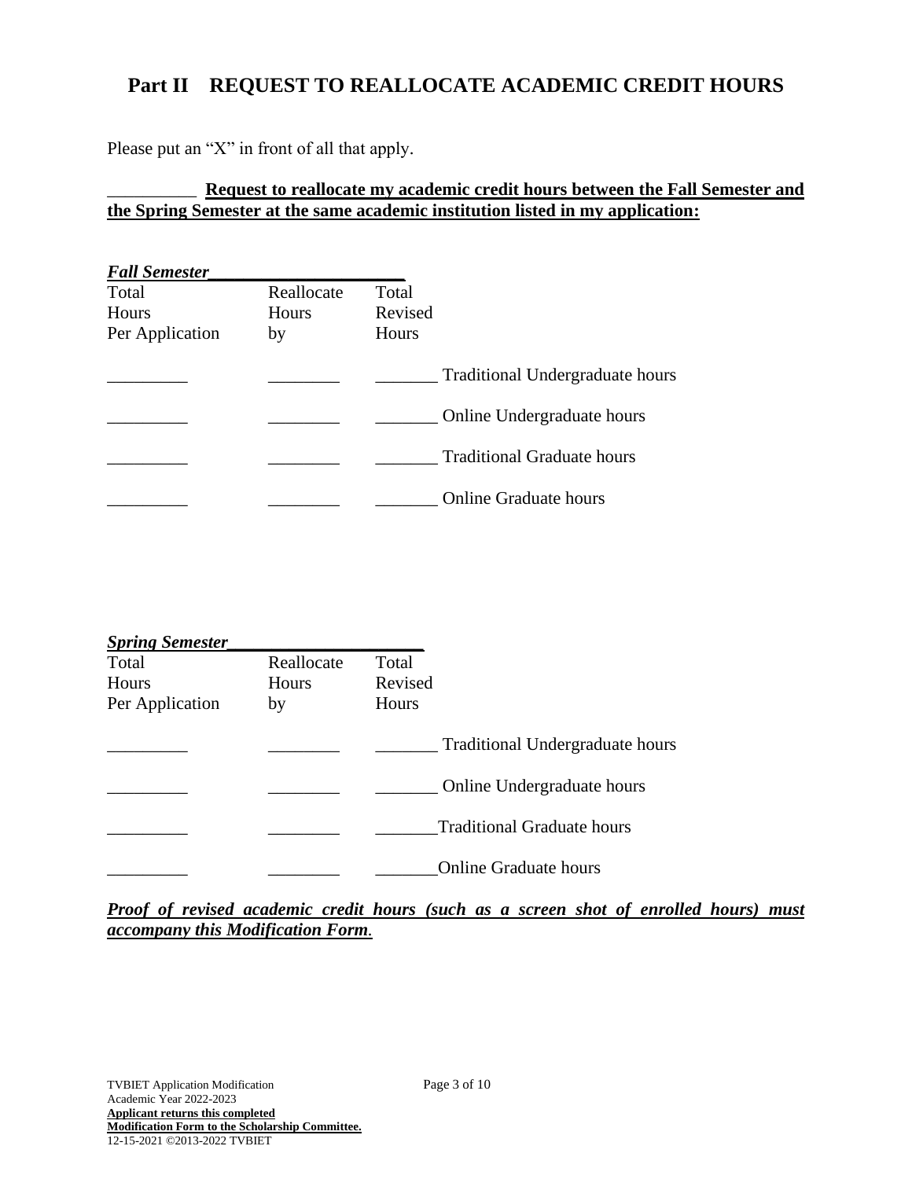## Part II REQUEST TO REALLOCATE ACADEMIC CREDIT HOURS

Please put an "X" in front of all that apply.

__________ **<u>Request to reallocate my academic credit hours between the Fall Semester and the Spring Semester at the same academic institution listed in my application:</u>**

***<u>Fall Semester______________________</u>***

| Total Hours Per Application | Reallocate Hours by | Total Revised Hours | |
|---|---|---|---|
| _________ | ________ | _______ | Traditional Undergraduate hours |
| _________ | ________ | _______ | Online Undergraduate hours |
| _________ | ________ | _______ | Traditional Graduate hours |
| _________ | ________ | _______ | Online Graduate hours |

***<u>Spring Semester______________________</u>***

| Total Hours Per Application | Reallocate Hours by | Total Revised Hours | |
|---|---|---|---|
| _________ | ________ | _______ | Traditional Undergraduate hours |
| _________ | ________ | _______ | Online Undergraduate hours |
| _________ | ________ | _______ | Traditional Graduate hours |
| _________ | ________ | _______ | Online Graduate hours |

***<u>Proof of revised academic credit hours (such as a screen shot of enrolled hours) must accompany this Modification Form</u>.***

TVBIET Application Modification
Academic Year 2022-2023
**<u>Applicant returns this completed Modification Form to the Scholarship Committee.</u>**
12-15-2021 ©2013-2022 TVBIET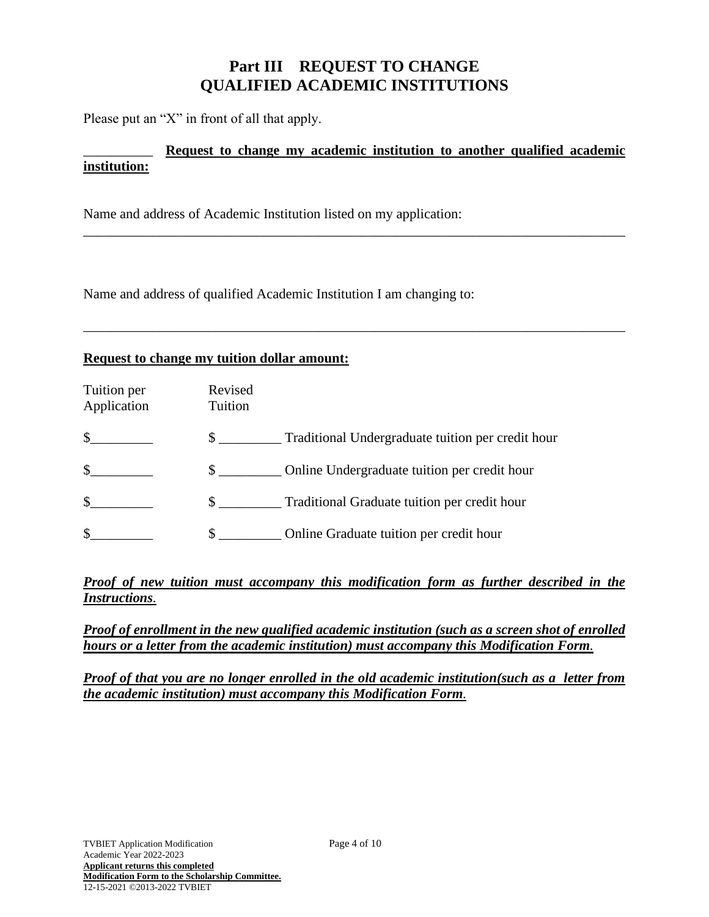# Part III REQUEST TO CHANGE QUALIFIED ACADEMIC INSTITUTIONS

Please put an "X" in front of all that apply.

__________ **<u>Request to change my academic institution to another qualified academic institution:</u>**

Name and address of Academic Institution listed on my application:

_______________________________________________________________________________

Name and address of qualified Academic Institution I am changing to:

_______________________________________________________________________________

**<u>Request to change my tuition dollar amount:</u>**

| Tuition per Application | Revised Tuition | |
|---|---|---|
| $_________ | $ _________ | Traditional Undergraduate tuition per credit hour |
| $_________ | $ _________ | Online Undergraduate tuition per credit hour |
| $_________ | $ _________ | Traditional Graduate tuition per credit hour |
| $_________ | $ _________ | Online Graduate tuition per credit hour |

***<u>Proof of new tuition must accompany this modification form as further described in the Instructions.</u>***

***<u>Proof of enrollment in the new qualified academic institution (such as a screen shot of enrolled hours or a letter from the academic institution) must accompany this Modification Form.</u>***

***<u>Proof of that you are no longer enrolled in the old academic institution(such as a letter from the academic institution) must accompany this Modification Form.</u>***

TVBIET Application Modification
Academic Year 2022-2023
**<u>Applicant returns this completed Modification Form to the Scholarship Committee.</u>**
12-15-2021 ©2013-2022 TVBIET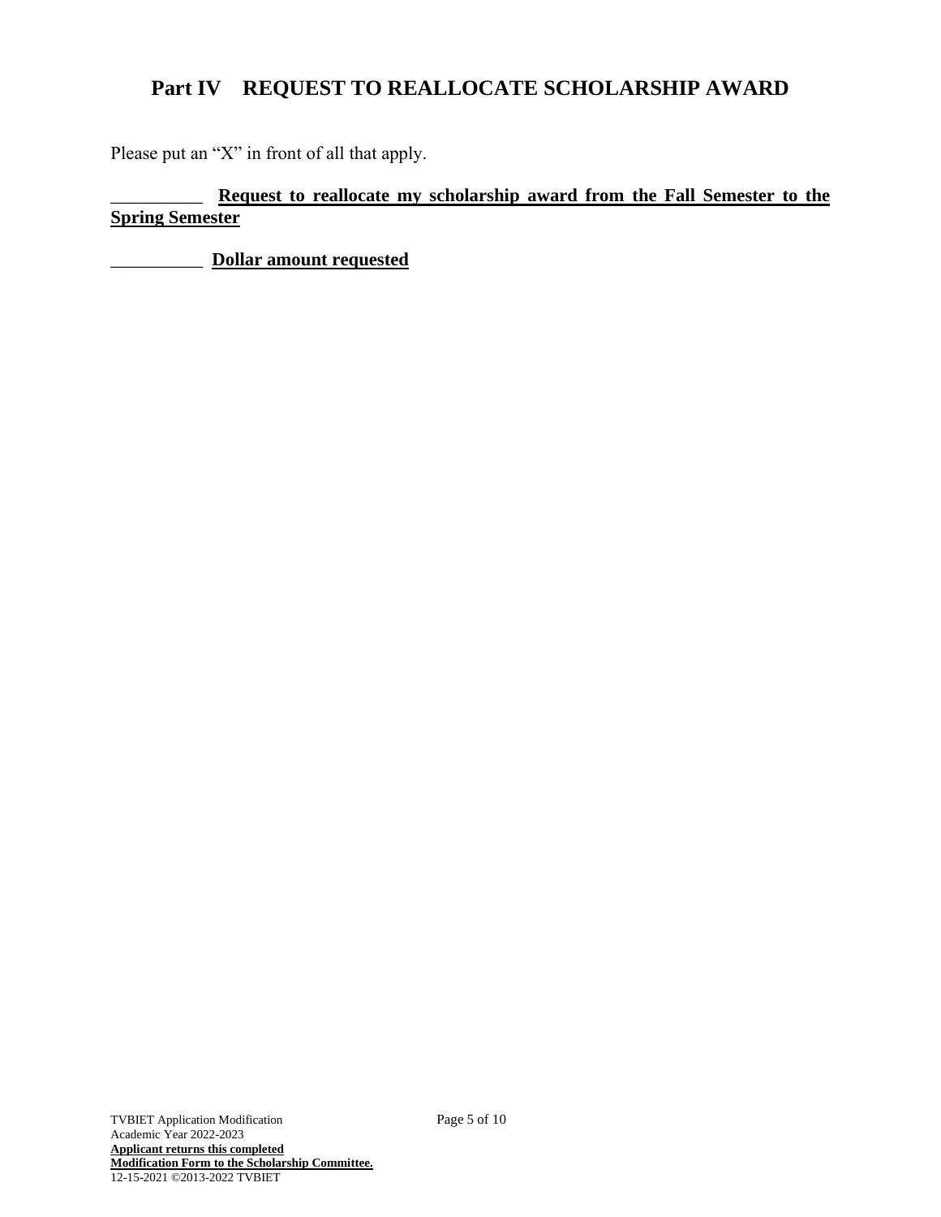## Part IV REQUEST TO REALLOCATE SCHOLARSHIP AWARD

Please put an "X" in front of all that apply.

__________ **Request to reallocate my scholarship award from the Fall Semester to the Spring Semester**

__________ **Dollar amount requested**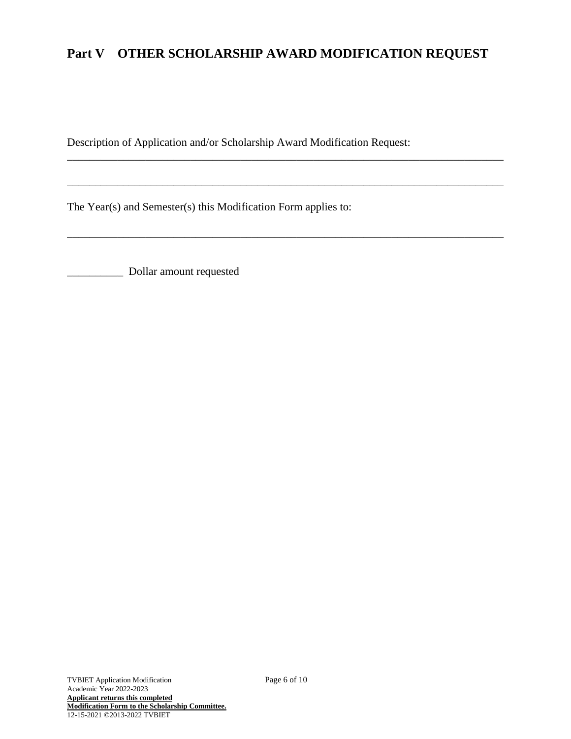## Part V OTHER SCHOLARSHIP AWARD MODIFICATION REQUEST

Description of Application and/or Scholarship Award Modification Request:
______________________________________________________________________________

______________________________________________________________________________

The Year(s) and Semester(s) this Modification Form applies to:

______________________________________________________________________________

__________ Dollar amount requested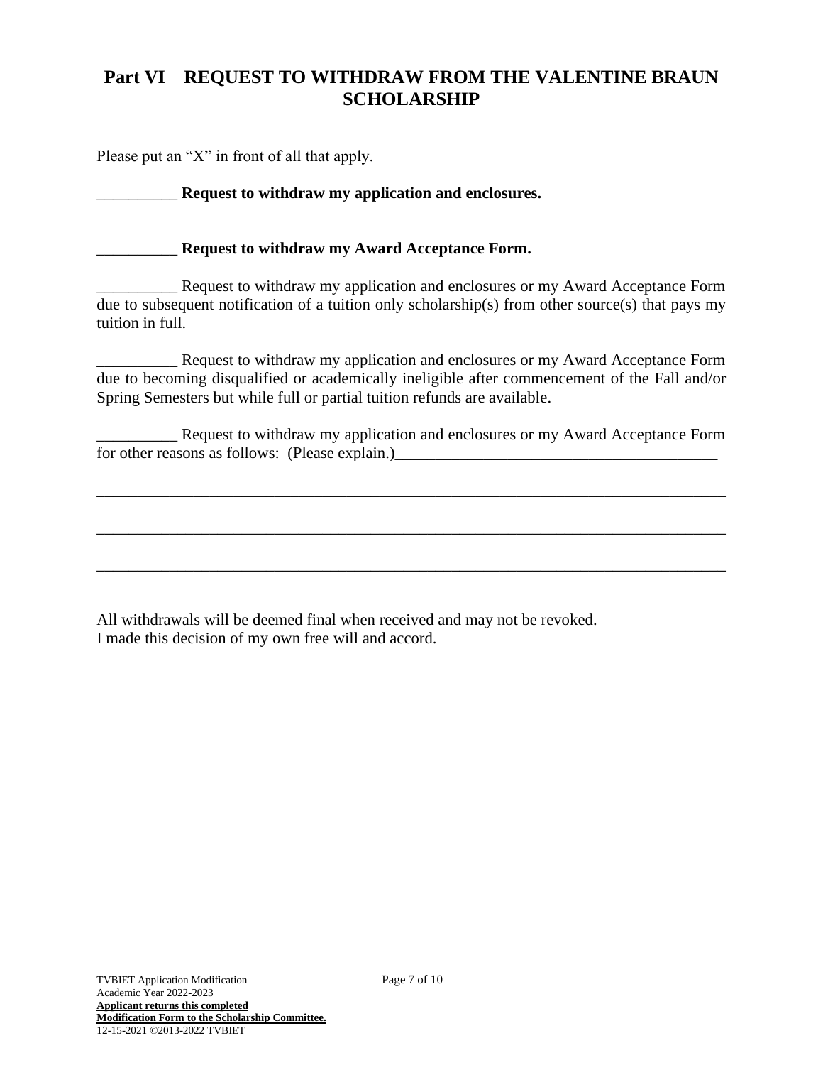## Part VI REQUEST TO WITHDRAW FROM THE VALENTINE BRAUN SCHOLARSHIP

Please put an "X" in front of all that apply.

__________ **Request to withdraw my application and enclosures.**

__________ **Request to withdraw my Award Acceptance Form.**

__________ Request to withdraw my application and enclosures or my Award Acceptance Form due to subsequent notification of a tuition only scholarship(s) from other source(s) that pays my tuition in full.

__________ Request to withdraw my application and enclosures or my Award Acceptance Form due to becoming disqualified or academically ineligible after commencement of the Fall and/or Spring Semesters but while full or partial tuition refunds are available.

__________ Request to withdraw my application and enclosures or my Award Acceptance Form for other reasons as follows: (Please explain.)________________________________________

_______________________________________________________________________________

_______________________________________________________________________________

_______________________________________________________________________________

All withdrawals will be deemed final when received and may not be revoked.
I made this decision of my own free will and accord.

TVBIET Application Modification
Academic Year 2022-2023
**Applicant returns this completed Modification Form to the Scholarship Committee.**
12-15-2021 ©2013-2022 TVBIET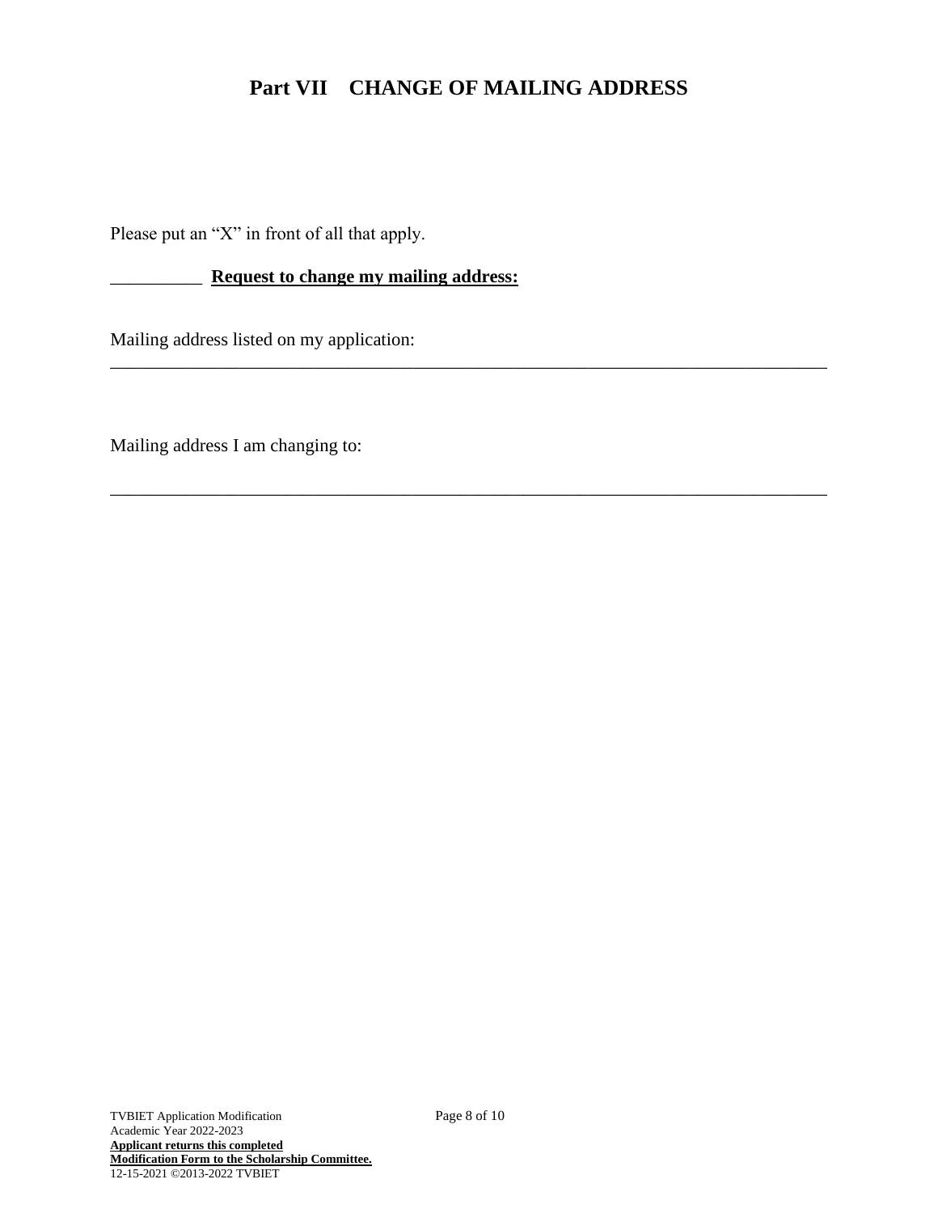# Part VII CHANGE OF MAILING ADDRESS

Please put an "X" in front of all that apply.

__________ **Request to change my mailing address:**

Mailing address listed on my application:
________________________________________________________________________________

Mailing address I am changing to:

________________________________________________________________________________

TVBIET Application Modification
Academic Year 2022-2023
**Applicant returns this completed Modification Form to the Scholarship Committee.**
12-15-2021 ©2013-2022 TVBIET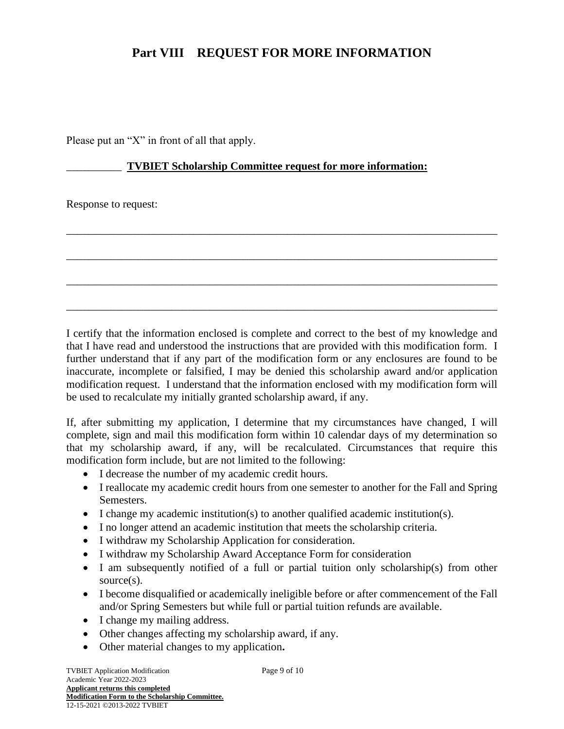# Part VIII REQUEST FOR MORE INFORMATION

Please put an "X" in front of all that apply.

__________ **TVBIET Scholarship Committee request for more information:**

Response to request:

_____________________________________________________________________________

_____________________________________________________________________________

_____________________________________________________________________________

_____________________________________________________________________________

I certify that the information enclosed is complete and correct to the best of my knowledge and that I have read and understood the instructions that are provided with this modification form. I further understand that if any part of the modification form or any enclosures are found to be inaccurate, incomplete or falsified, I may be denied this scholarship award and/or application modification request. I understand that the information enclosed with my modification form will be used to recalculate my initially granted scholarship award, if any.

If, after submitting my application, I determine that my circumstances have changed, I will complete, sign and mail this modification form within 10 calendar days of my determination so that my scholarship award, if any, will be recalculated. Circumstances that require this modification form include, but are not limited to the following:

- I decrease the number of my academic credit hours.
- I reallocate my academic credit hours from one semester to another for the Fall and Spring Semesters.
- I change my academic institution(s) to another qualified academic institution(s).
- I no longer attend an academic institution that meets the scholarship criteria.
- I withdraw my Scholarship Application for consideration.
- I withdraw my Scholarship Award Acceptance Form for consideration
- I am subsequently notified of a full or partial tuition only scholarship(s) from other source(s).
- I become disqualified or academically ineligible before or after commencement of the Fall and/or Spring Semesters but while full or partial tuition refunds are available.
- I change my mailing address.
- Other changes affecting my scholarship award, if any.
- Other material changes to my application**.**

TVBIET Application Modification
Academic Year 2022-2023
**Applicant returns this completed**
**Modification Form to the Scholarship Committee.**
12-15-2021 ©2013-2022 TVBIET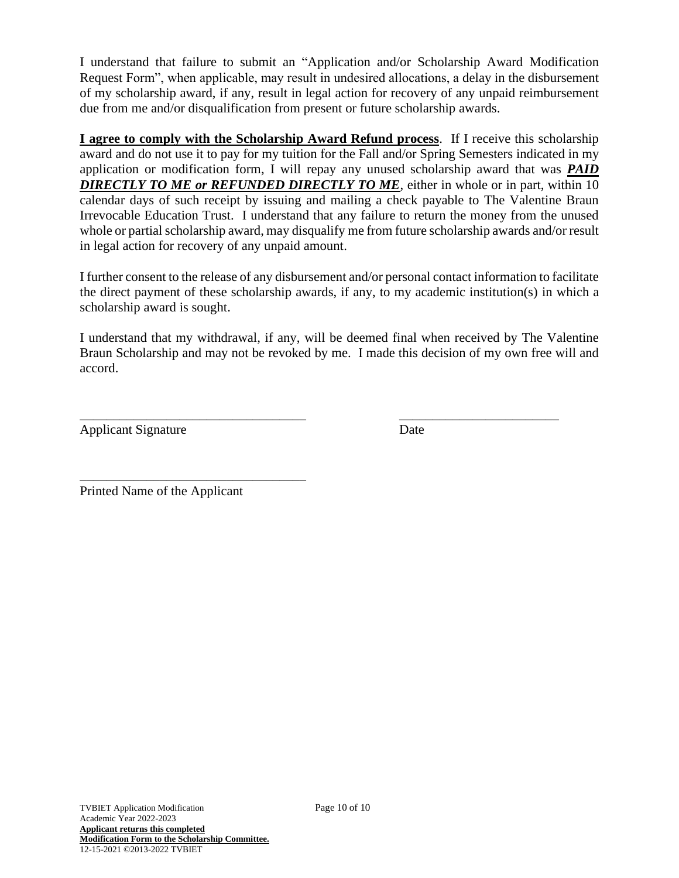I understand that failure to submit an "Application and/or Scholarship Award Modification Request Form", when applicable, may result in undesired allocations, a delay in the disbursement of my scholarship award, if any, result in legal action for recovery of any unpaid reimbursement due from me and/or disqualification from present or future scholarship awards.

**I agree to comply with the Scholarship Award Refund process**. If I receive this scholarship award and do not use it to pay for my tuition for the Fall and/or Spring Semesters indicated in my application or modification form, I will repay any unused scholarship award that was ***PAID DIRECTLY TO ME or REFUNDED DIRECTLY TO ME***, either in whole or in part, within 10 calendar days of such receipt by issuing and mailing a check payable to The Valentine Braun Irrevocable Education Trust. I understand that any failure to return the money from the unused whole or partial scholarship award, may disqualify me from future scholarship awards and/or result in legal action for recovery of any unpaid amount.

I further consent to the release of any disbursement and/or personal contact information to facilitate the direct payment of these scholarship awards, if any, to my academic institution(s) in which a scholarship award is sought.

I understand that my withdrawal, if any, will be deemed final when received by The Valentine Braun Scholarship and may not be revoked by me. I made this decision of my own free will and accord.

\_\_\_\_\_\_\_\_\_\_\_\_\_\_\_\_\_\_\_\_\_\_\_\_\_\_\_\_\_\_\_\_\_\_\_\_ \_\_\_\_\_\_\_\_\_\_\_\_\_\_\_\_\_\_\_\_\_\_\_\_\_\_
Applicant Signature Date

\_\_\_\_\_\_\_\_\_\_\_\_\_\_\_\_\_\_\_\_\_\_\_\_\_\_\_\_\_\_\_\_\_\_\_\_
Printed Name of the Applicant

TVBIET Application Modification
Academic Year 2022-2023
**Applicant returns this completed Modification Form to the Scholarship Committee.**
12-15-2021 ©2013-2022 TVBIET